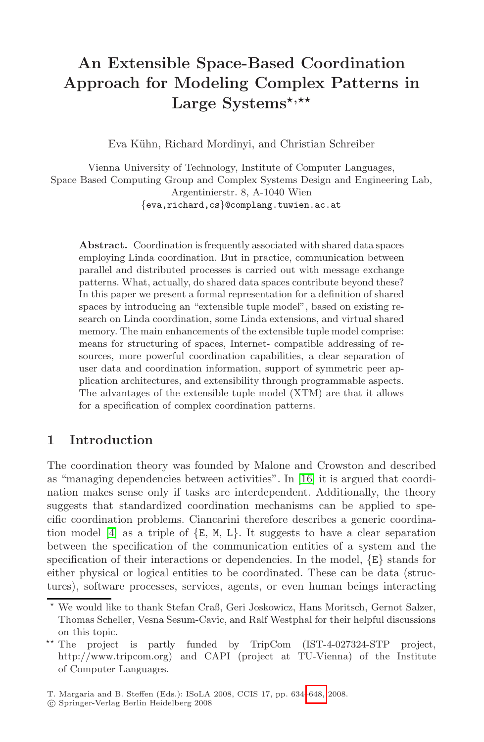# An Extensible Space-Based Coordination Approach for Modeling Complex Patterns in Large Systems*,**

Eva Kühn, Richard Mordinyi, and Christian Schreiber

Vienna University of Technology, Institute of Computer Languages,
Space Based Computing Group and Complex Systems Design and Engineering Lab,
Argentinierstr. 8, A-1040 Wien
{eva,richard,cs}@complang.tuwien.ac.at

**Abstract.** Coordination is frequently associated with shared data spaces employing Linda coordination. But in practice, communication between parallel and distributed processes is carried out with message exchange patterns. What, actually, do shared data spaces contribute beyond these? In this paper we present a formal representation for a definition of shared spaces by introducing an "extensible tuple model", based on existing research on Linda coordination, some Linda extensions, and virtual shared memory. The main enhancements of the extensible tuple model comprise: means for structuring of spaces, Internet- compatible addressing of resources, more powerful coordination capabilities, a clear separation of user data and coordination information, support of symmetric peer application architectures, and extensibility through programmable aspects. The advantages of the extensible tuple model (XTM) are that it allows for a specification of complex coordination patterns.

## 1 Introduction

The coordination theory was founded by Malone and Crowston and described as "managing dependencies between activities". In [16] it is argued that coordination makes sense only if tasks are interdependent. Additionally, the theory suggests that standardized coordination mechanisms can be applied to specific coordination problems. Ciancarini therefore describes a generic coordination model [4] as a triple of {E, M, L}. It suggests to have a clear separation between the specification of the communication entities of a system and the specification of their interactions or dependencies. In the model, {E} stands for either physical or logical entities to be coordinated. These can be data (structures), software processes, services, agents, or even human beings interacting

* We would like to thank Stefan Craß, Geri Joskowicz, Hans Moritsch, Gernot Salzer, Thomas Scheller, Vesna Sesum-Cavic, and Ralf Westphal for their helpful discussions on this topic.

** The project is partly funded by TripCom (IST-4-027324-STP project, http://www.tripcom.org) and CAPI (project at TU-Vienna) of the Institute of Computer Languages.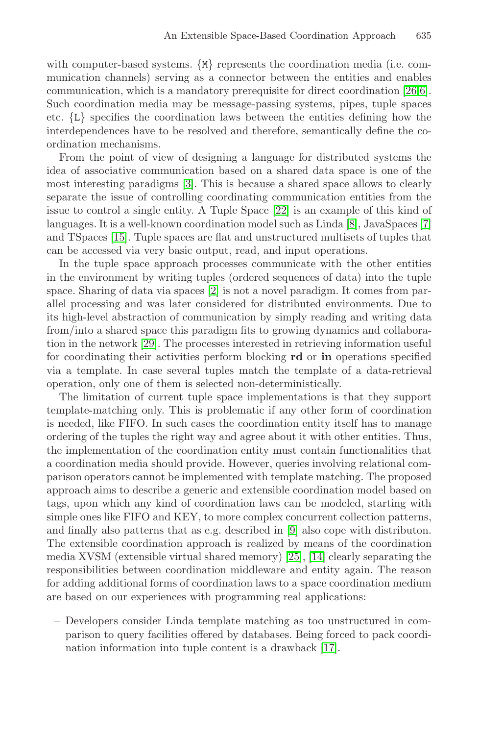with computer-based systems. {M} represents the coordination media (i.e. communication channels) serving as a connector between the entities and enables communication, which is a mandatory prerequisite for direct coordination [26,6]. Such coordination media may be message-passing systems, pipes, tuple spaces etc. {L} specifies the coordination laws between the entities defining how the interdependences have to be resolved and therefore, semantically define the coordination mechanisms.

From the point of view of designing a language for distributed systems the idea of associative communication based on a shared data space is one of the most interesting paradigms [3]. This is because a shared space allows to clearly separate the issue of controlling coordinating communication entities from the issue to control a single entity. A Tuple Space [22] is an example of this kind of languages. It is a well-known coordination model such as Linda [8], JavaSpaces [7] and TSpaces [15]. Tuple spaces are flat and unstructured multisets of tuples that can be accessed via very basic output, read, and input operations.

In the tuple space approach processes communicate with the other entities in the environment by writing tuples (ordered sequences of data) into the tuple space. Sharing of data via spaces [2] is not a novel paradigm. It comes from parallel processing and was later considered for distributed environments. Due to its high-level abstraction of communication by simply reading and writing data from/into a shared space this paradigm fits to growing dynamics and collaboration in the network [29]. The processes interested in retrieving information useful for coordinating their activities perform blocking **rd** or **in** operations specified via a template. In case several tuples match the template of a data-retrieval operation, only one of them is selected non-deterministically.

The limitation of current tuple space implementations is that they support template-matching only. This is problematic if any other form of coordination is needed, like FIFO. In such cases the coordination entity itself has to manage ordering of the tuples the right way and agree about it with other entities. Thus, the implementation of the coordination entity must contain functionalities that a coordination media should provide. However, queries involving relational comparison operators cannot be implemented with template matching. The proposed approach aims to describe a generic and extensible coordination model based on tags, upon which any kind of coordination laws can be modeled, starting with simple ones like FIFO and KEY, to more complex concurrent collection patterns, and finally also patterns that as e.g. described in [9] also cope with distributon. The extensible coordination approach is realized by means of the coordination media XVSM (extensible virtual shared memory) [25], [14] clearly separating the responsibilities between coordination middleware and entity again. The reason for adding additional forms of coordination laws to a space coordination medium are based on our experiences with programming real applications:

- Developers consider Linda template matching as too unstructured in comparison to query facilities offered by databases. Being forced to pack coordination information into tuple content is a drawback [17].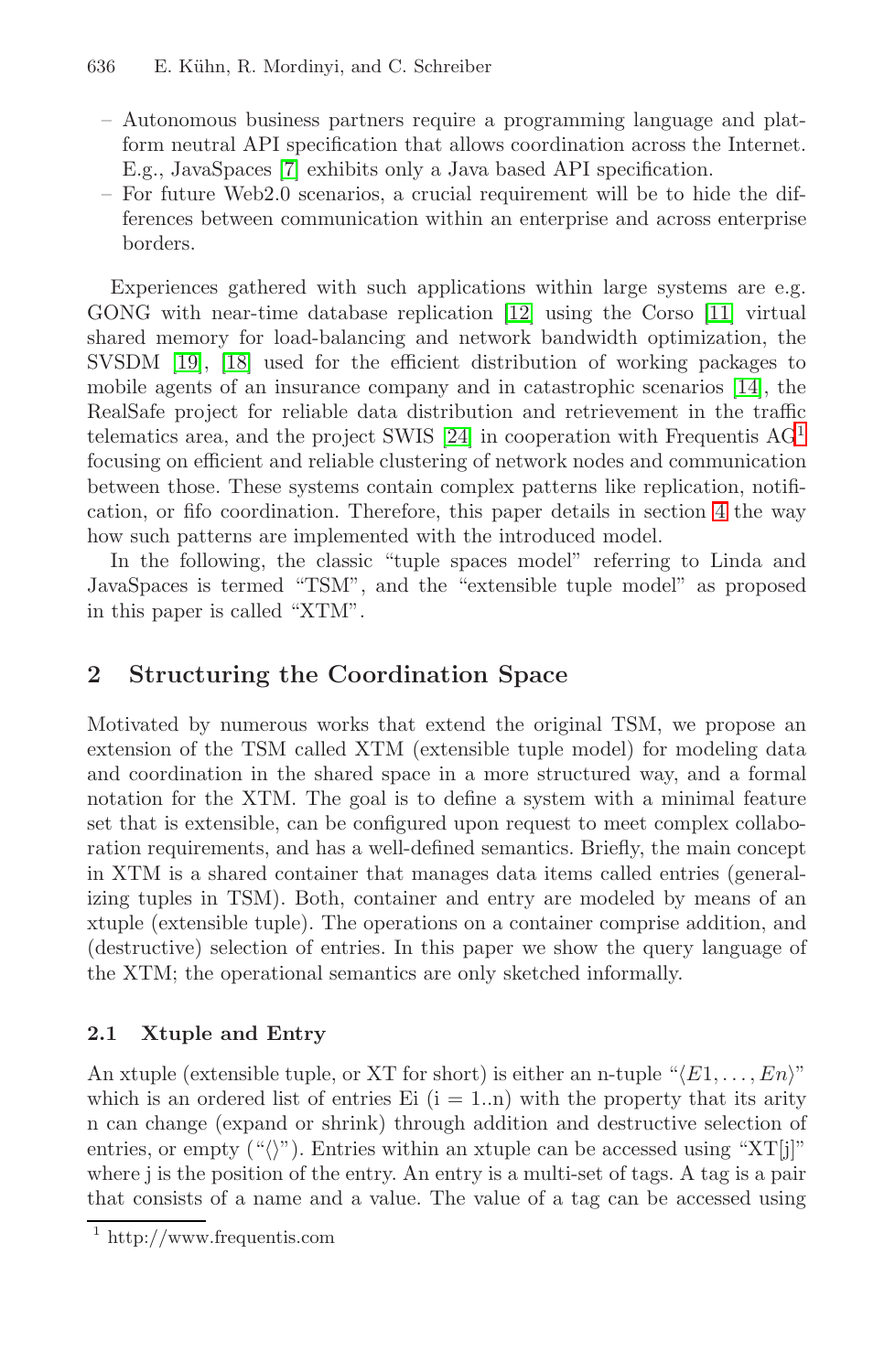- Autonomous business partners require a programming language and platform neutral API specification that allows coordination across the Internet. E.g., JavaSpaces [7] exhibits only a Java based API specification.
- For future Web2.0 scenarios, a crucial requirement will be to hide the differences between communication within an enterprise and across enterprise borders.

Experiences gathered with such applications within large systems are e.g. GONG with near-time database replication [12] using the Corso [11] virtual shared memory for load-balancing and network bandwidth optimization, the SVSDM [19], [18] used for the efficient distribution of working packages to mobile agents of an insurance company and in catastrophic scenarios [14], the RealSafe project for reliable data distribution and retrievement in the traffic telematics area, and the project SWIS [24] in cooperation with Frequentis AG[1] focusing on efficient and reliable clustering of network nodes and communication between those. These systems contain complex patterns like replication, notification, or fifo coordination. Therefore, this paper details in section 4 the way how such patterns are implemented with the introduced model.

In the following, the classic "tuple spaces model" referring to Linda and JavaSpaces is termed "TSM", and the "extensible tuple model" as proposed in this paper is called "XTM".

## 2 Structuring the Coordination Space

Motivated by numerous works that extend the original TSM, we propose an extension of the TSM called XTM (extensible tuple model) for modeling data and coordination in the shared space in a more structured way, and a formal notation for the XTM. The goal is to define a system with a minimal feature set that is extensible, can be configured upon request to meet complex collaboration requirements, and has a well-defined semantics. Briefly, the main concept in XTM is a shared container that manages data items called entries (generalizing tuples in TSM). Both, container and entry are modeled by means of an xtuple (extensible tuple). The operations on a container comprise addition, and (destructive) selection of entries. In this paper we show the query language of the XTM; the operational semantics are only sketched informally.

### 2.1 Xtuple and Entry

An xtuple (extensible tuple, or XT for short) is either an n-tuple "$\langle E1, \ldots, En \rangle$" which is an ordered list of entries Ei (i = 1..n) with the property that its arity n can change (expand or shrink) through addition and destructive selection of entries, or empty ("$\langle\rangle$"). Entries within an xtuple can be accessed using "XT[j]" where j is the position of the entry. An entry is a multi-set of tags. A tag is a pair that consists of a name and a value. The value of a tag can be accessed using

[1] http://www.frequentis.com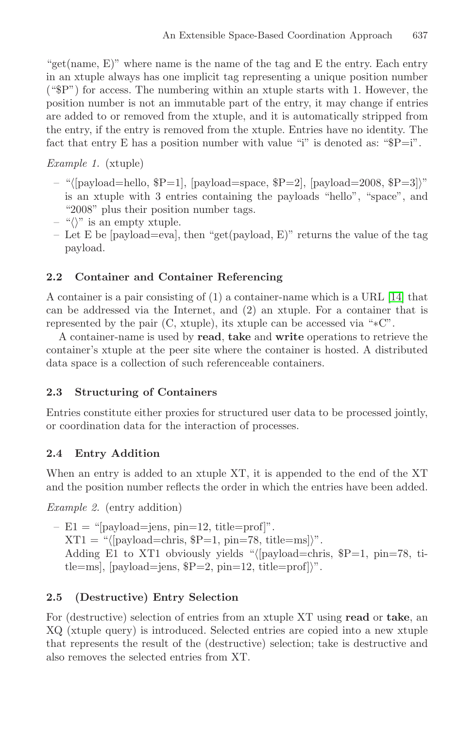"get(name, E)" where name is the name of the tag and E the entry. Each entry in an xtuple always has one implicit tag representing a unique position number ("$P") for access. The numbering within an xtuple starts with 1. However, the position number is not an immutable part of the entry, it may change if entries are added to or removed from the xtuple, and it is automatically stripped from the entry, if the entry is removed from the xtuple. Entries have no identity. The fact that entry E has a position number with value "i" is denoted as: "$P=i".

*Example 1.* (xtuple)

- "⟨[payload=hello, $P=1], [payload=space, $P=2], [payload=2008, $P=3]⟩" is an xtuple with 3 entries containing the payloads "hello", "space", and "2008" plus their position number tags.
- "⟨⟩" is an empty xtuple.
- Let E be [payload=eva], then "get(payload, E)" returns the value of the tag payload.

### 2.2 Container and Container Referencing

A container is a pair consisting of (1) a container-name which is a URL [14] that can be addressed via the Internet, and (2) an xtuple. For a container that is represented by the pair (C, xtuple), its xtuple can be accessed via "∗C".

A container-name is used by **read**, **take** and **write** operations to retrieve the container's xtuple at the peer site where the container is hosted. A distributed data space is a collection of such referenceable containers.

### 2.3 Structuring of Containers

Entries constitute either proxies for structured user data to be processed jointly, or coordination data for the interaction of processes.

### 2.4 Entry Addition

When an entry is added to an xtuple XT, it is appended to the end of the XT and the position number reflects the order in which the entries have been added.

*Example 2.* (entry addition)

- E1 = "[payload=jens, pin=12, title=prof]".
  XT1 = "⟨[payload=chris, $P=1, pin=78, title=ms]⟩".
  Adding E1 to XT1 obviously yields "⟨[payload=chris, $P=1, pin=78, title=ms], [payload=jens, $P=2, pin=12, title=prof]⟩".

### 2.5 (Destructive) Entry Selection

For (destructive) selection of entries from an xtuple XT using **read** or **take**, an XQ (xtuple query) is introduced. Selected entries are copied into a new xtuple that represents the result of the (destructive) selection; take is destructive and also removes the selected entries from XT.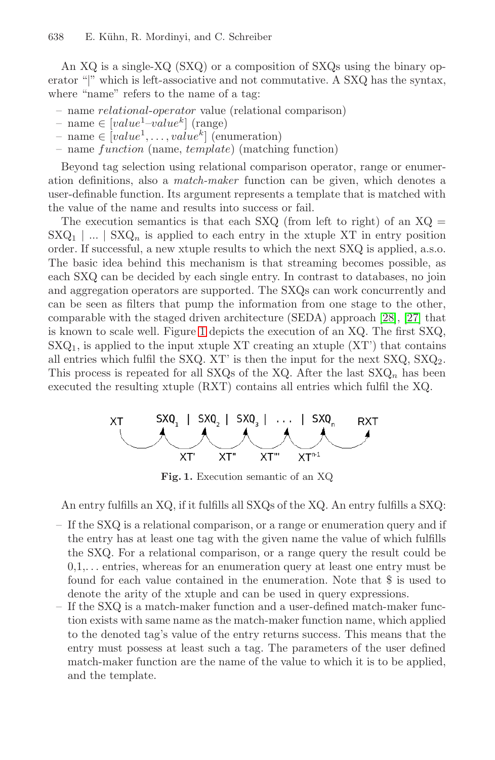An XQ is a single-XQ (SXQ) or a composition of SXQs using the binary operator "|" which is left-associative and not commutative. A SXQ has the syntax, where "name" refers to the name of a tag:

- name *relational-operator* value (relational comparison)
- name $\in$ [$value^1$–$value^k$] (range)
- name $\in$ [$value^1, \ldots, value^k$] (enumeration)
- name *function* (name, *template*) (matching function)

Beyond tag selection using relational comparison operator, range or enumeration definitions, also a *match-maker* function can be given, which denotes a user-definable function. Its argument represents a template that is matched with the value of the name and results into success or fail.

The execution semantics is that each SXQ (from left to right) of an XQ = $SXQ_1$ | ... | $SXQ_n$ is applied to each entry in the xtuple XT in entry position order. If successful, a new xtuple results to which the next SXQ is applied, a.s.o. The basic idea behind this mechanism is that streaming becomes possible, as each SXQ can be decided by each single entry. In contrast to databases, no join and aggregation operators are supported. The SXQs can work concurrently and can be seen as filters that pump the information from one stage to the other, comparable with the staged driven architecture (SEDA) approach [28], [27] that is known to scale well. Figure 1 depicts the execution of an XQ. The first SXQ, $SXQ_1$, is applied to the input xtuple XT creating an xtuple (XT') that contains all entries which fulfil the SXQ. XT' is then the input for the next SXQ, $SXQ_2$. This process is repeated for all SXQs of the XQ. After the last $SXQ_n$ has been executed the resulting xtuple (RXT) contains all entries which fulfil the XQ.

XT $SXQ_1$ | $SXQ_2$ | $SXQ_3$ | ... | $SXQ_n$ RXT

XT' XT" XT"' $XT^{n-1}$

**Fig. 1.** Execution semantic of an XQ

An entry fulfills an XQ, if it fulfills all SXQs of the XQ. An entry fulfills a SXQ:

- If the SXQ is a relational comparison, or a range or enumeration query and if the entry has at least one tag with the given name the value of which fulfills the SXQ. For a relational comparison, or a range query the result could be 0,1,... entries, whereas for an enumeration query at least one entry must be found for each value contained in the enumeration. Note that $ is used to denote the arity of the xtuple and can be used in query expressions.
- If the SXQ is a match-maker function and a user-defined match-maker function exists with same name as the match-maker function name, which applied to the denoted tag's value of the entry returns success. This means that the entry must possess at least such a tag. The parameters of the user defined match-maker function are the name of the value to which it is to be applied, and the template.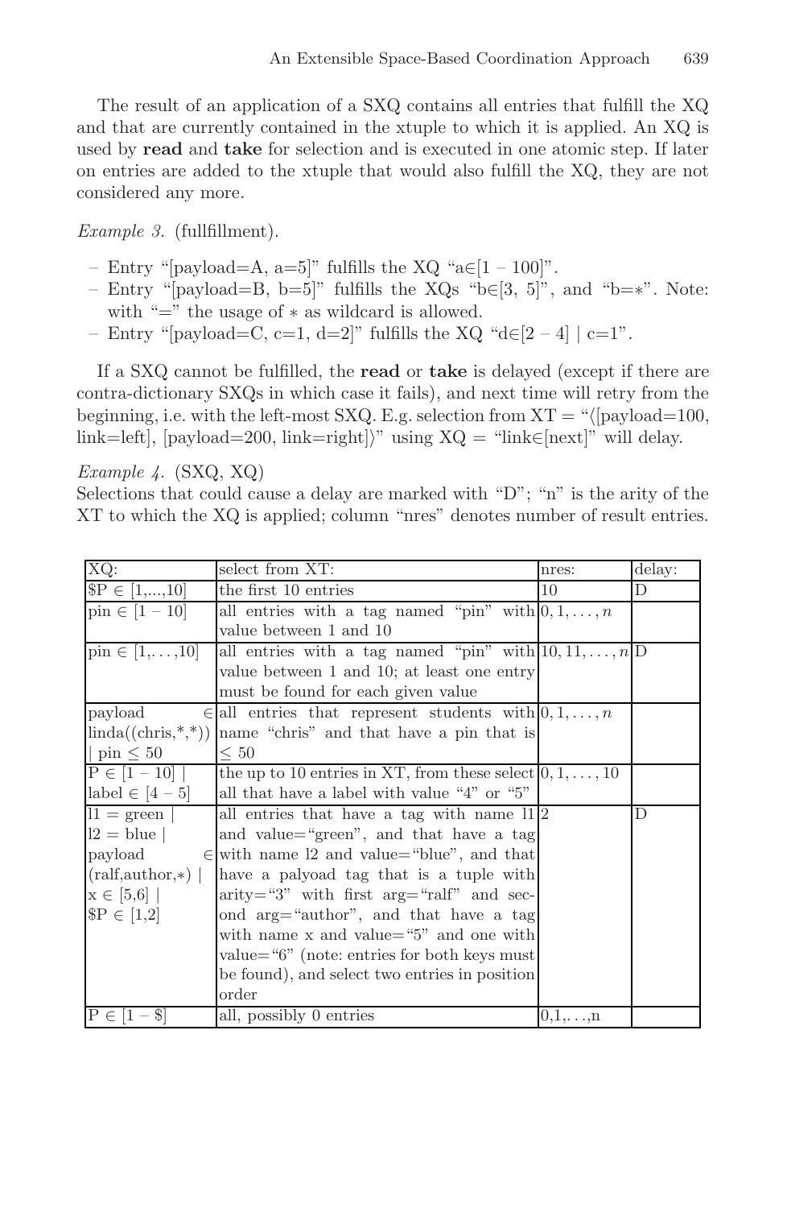The result of an application of a SXQ contains all entries that fulfill the XQ and that are currently contained in the xtuple to which it is applied. An XQ is used by **read** and **take** for selection and is executed in one atomic step. If later on entries are added to the xtuple that would also fulfill the XQ, they are not considered any more.

*Example 3.* (fullfillment).

- Entry "[payload=A, a=5]" fulfills the XQ "a∈[1 – 100]".
- Entry "[payload=B, b=5]" fulfills the XQs "b∈[3, 5]", and "b=∗". Note: with "=" the usage of ∗ as wildcard is allowed.
- Entry "[payload=C, c=1, d=2]" fulfills the XQ "d∈[2 – 4] | c=1".

If a SXQ cannot be fulfilled, the **read** or **take** is delayed (except if there are contra-dictionary SXQs in which case it fails), and next time will retry from the beginning, i.e. with the left-most SXQ. E.g. selection from XT = "⟨[payload=100, link=left], [payload=200, link=right]⟩" using XQ = "link∈[next]" will delay.

*Example 4.* (SXQ, XQ)
Selections that could cause a delay are marked with "D"; "n" is the arity of the XT to which the XQ is applied; column "nres" denotes number of result entries.

| XQ: | select from XT: | nres: | delay: |
|---|---|---|---|
| \$P ∈ [1,...,10] | the first 10 entries | 10 | D |
| pin ∈ [1 − 10] | all entries with a tag named "pin" with value between 1 and 10 | $0, 1, \ldots, n$ | |
| pin ∈ [1,...,10] | all entries with a tag named "pin" with value between 1 and 10; at least one entry must be found for each given value | $10, 11, \ldots, n$ | D |
| payload ∈ linda((chris,\*,\*)) \| pin ≤ 50 | all entries that represent students with name "chris" and that have a pin that is ≤ 50 | $0, 1, \ldots, n$ | |
| P ∈ [1 − 10] \| label ∈ [4 − 5] | the up to 10 entries in XT, from these select all that have a label with value "4" or "5" | $0, 1, \ldots, 10$ | |
| l1 = green \| l2 = blue \| payload ∈ (ralf,author,∗) \| x ∈ [5,6] \| \$P ∈ [1,2] | all entries that have a tag with name l1 and value="green", and that have a tag with name l2 and value="blue", and that have a palyoad tag that is a tuple with arity="3" with first arg="ralf" and second arg="author", and that have a tag with name x and value="5" and one with value="6" (note: entries for both keys must be found), and select two entries in position order | 2 | D |
| P ∈ [1 − \$] | all, possibly 0 entries | 0,1,...,n | |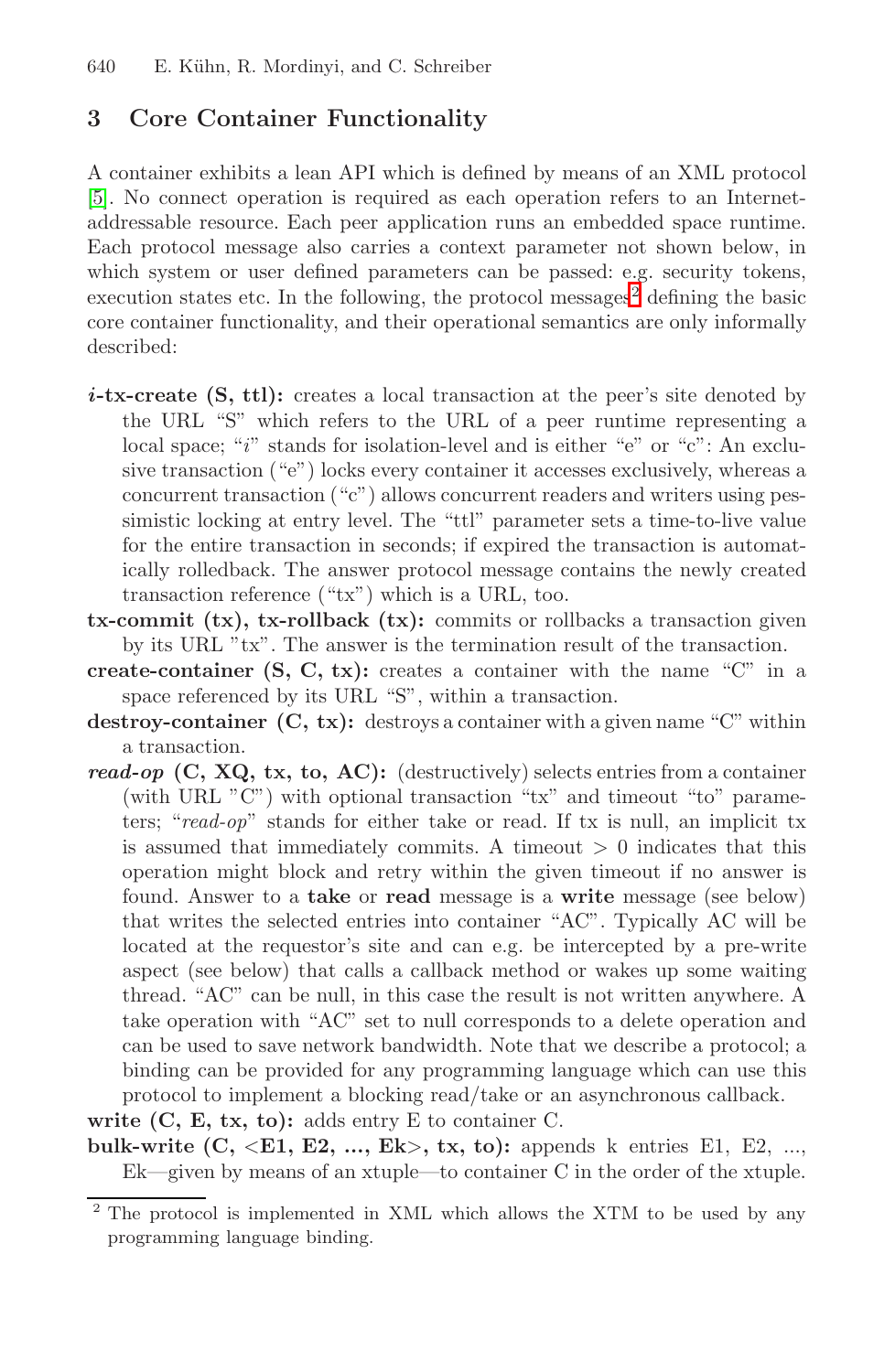## 3 Core Container Functionality

A container exhibits a lean API which is defined by means of an XML protocol [5]. No connect operation is required as each operation refers to an Internet-addressable resource. Each peer application runs an embedded space runtime. Each protocol message also carries a context parameter not shown below, in which system or user defined parameters can be passed: e.g. security tokens, execution states etc. In the following, the protocol messages[2] defining the basic core container functionality, and their operational semantics are only informally described:

- ***i*-tx-create (S, ttl):** creates a local transaction at the peer's site denoted by the URL "S" which refers to the URL of a peer runtime representing a local space; "*i*" stands for isolation-level and is either "e" or "c": An exclusive transaction ("e") locks every container it accesses exclusively, whereas a concurrent transaction ("c") allows concurrent readers and writers using pessimistic locking at entry level. The "ttl" parameter sets a time-to-live value for the entire transaction in seconds; if expired the transaction is automatically rolledback. The answer protocol message contains the newly created transaction reference ("tx") which is a URL, too.
- **tx-commit (tx), tx-rollback (tx):** commits or rollbacks a transaction given by its URL "tx". The answer is the termination result of the transaction.
- **create-container (S, C, tx):** creates a container with the name "C" in a space referenced by its URL "S", within a transaction.
- **destroy-container (C, tx):** destroys a container with a given name "C" within a transaction.
- ***read-op* (C, XQ, tx, to, AC):** (destructively) selects entries from a container (with URL "C") with optional transaction "tx" and timeout "to" parameters; "*read-op*" stands for either take or read. If tx is null, an implicit tx is assumed that immediately commits. A timeout > 0 indicates that this operation might block and retry within the given timeout if no answer is found. Answer to a **take** or **read** message is a **write** message (see below) that writes the selected entries into container "AC". Typically AC will be located at the requestor's site and can e.g. be intercepted by a pre-write aspect (see below) that calls a callback method or wakes up some waiting thread. "AC" can be null, in this case the result is not written anywhere. A take operation with "AC" set to null corresponds to a delete operation and can be used to save network bandwidth. Note that we describe a protocol; a binding can be provided for any programming language which can use this protocol to implement a blocking read/take or an asynchronous callback.
- **write (C, E, tx, to):** adds entry E to container C.
- **bulk-write (C, <E1, E2, ..., Ek>, tx, to):** appends k entries E1, E2, ..., Ek—given by means of an xtuple—to container C in the order of the xtuple.

[2] The protocol is implemented in XML which allows the XTM to be used by any programming language binding.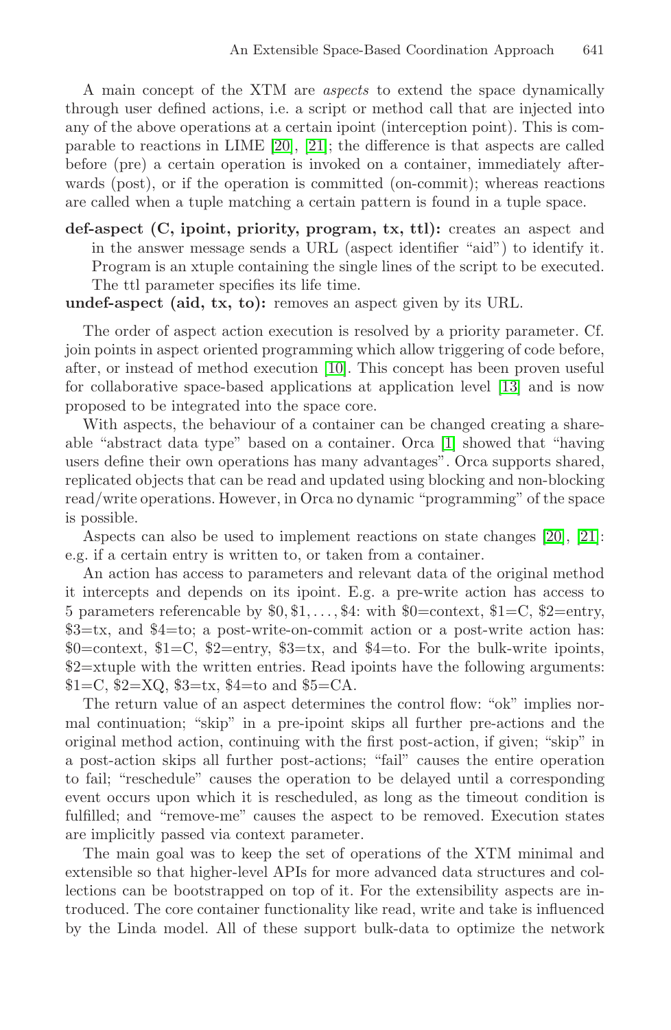A main concept of the XTM are *aspects* to extend the space dynamically through user defined actions, i.e. a script or method call that are injected into any of the above operations at a certain ipoint (interception point). This is comparable to reactions in LIME [20], [21]; the difference is that aspects are called before (pre) a certain operation is invoked on a container, immediately afterwards (post), or if the operation is committed (on-commit); whereas reactions are called when a tuple matching a certain pattern is found in a tuple space.

**def-aspect (C, ipoint, priority, program, tx, ttl):** creates an aspect and in the answer message sends a URL (aspect identifier "aid") to identify it. Program is an xtuple containing the single lines of the script to be executed. The ttl parameter specifies its life time.

**undef-aspect (aid, tx, to):** removes an aspect given by its URL.

The order of aspect action execution is resolved by a priority parameter. Cf. join points in aspect oriented programming which allow triggering of code before, after, or instead of method execution [10]. This concept has been proven useful for collaborative space-based applications at application level [13] and is now proposed to be integrated into the space core.

With aspects, the behaviour of a container can be changed creating a shareable "abstract data type" based on a container. Orca [1] showed that "having users define their own operations has many advantages". Orca supports shared, replicated objects that can be read and updated using blocking and non-blocking read/write operations. However, in Orca no dynamic "programming" of the space is possible.

Aspects can also be used to implement reactions on state changes [20], [21]: e.g. if a certain entry is written to, or taken from a container.

An action has access to parameters and relevant data of the original method it intercepts and depends on its ipoint. E.g. a pre-write action has access to 5 parameters referencable by $\$0, \$1, \ldots, \$4$: with \$0=context, \$1=C, \$2=entry, \$3=tx, and \$4=to; a post-write-on-commit action or a post-write action has: \$0=context, \$1=C, \$2=entry, \$3=tx, and \$4=to. For the bulk-write ipoints, \$2=xtuple with the written entries. Read ipoints have the following arguments: \$1=C, \$2=XQ, \$3=tx, \$4=to and \$5=CA.

The return value of an aspect determines the control flow: "ok" implies normal continuation; "skip" in a pre-ipoint skips all further pre-actions and the original method action, continuing with the first post-action, if given; "skip" in a post-action skips all further post-actions; "fail" causes the entire operation to fail; "reschedule" causes the operation to be delayed until a corresponding event occurs upon which it is rescheduled, as long as the timeout condition is fulfilled; and "remove-me" causes the aspect to be removed. Execution states are implicitly passed via context parameter.

The main goal was to keep the set of operations of the XTM minimal and extensible so that higher-level APIs for more advanced data structures and collections can be bootstrapped on top of it. For the extensibility aspects are introduced. The core container functionality like read, write and take is influenced by the Linda model. All of these support bulk-data to optimize the network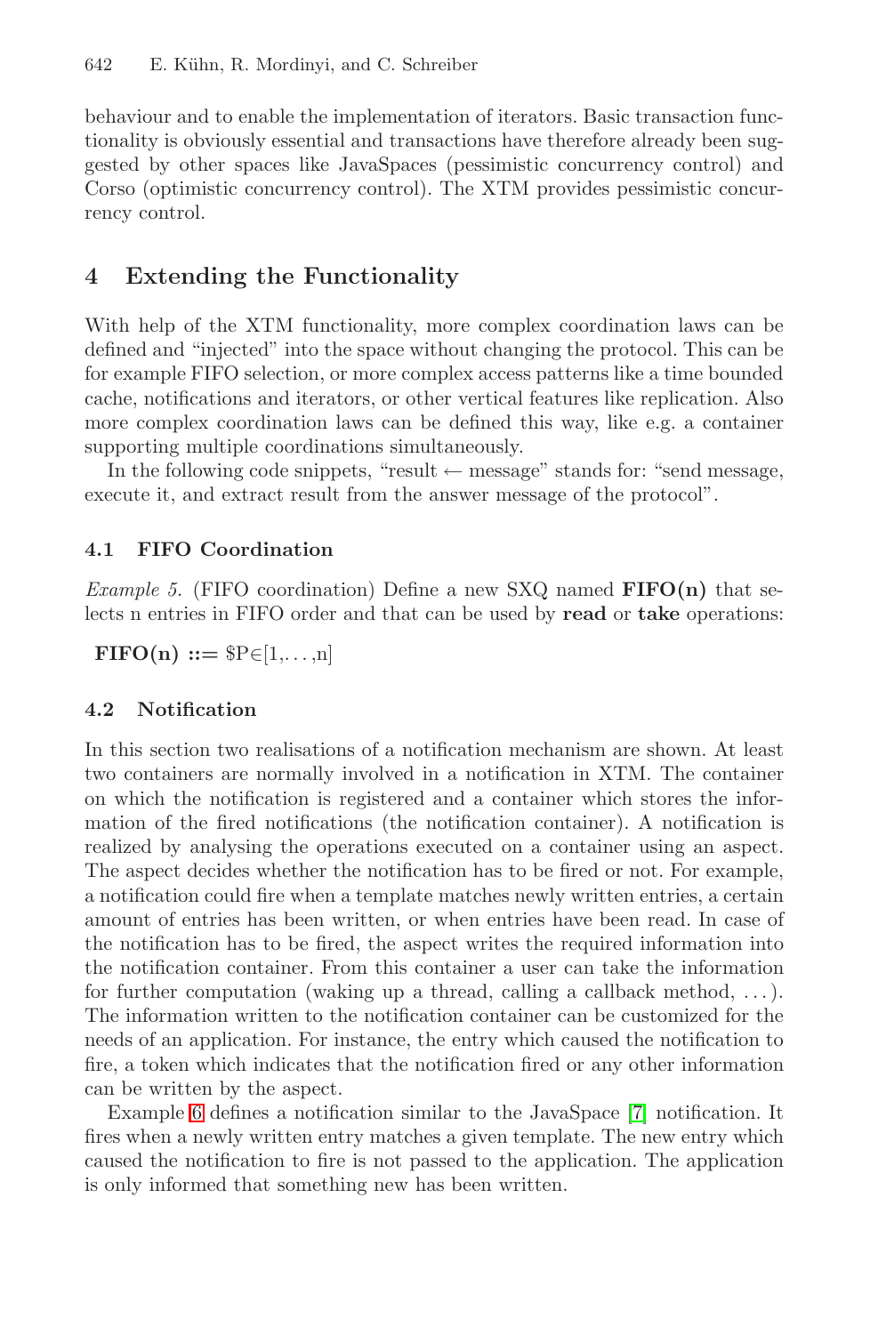behaviour and to enable the implementation of iterators. Basic transaction functionality is obviously essential and transactions have therefore already been suggested by other spaces like JavaSpaces (pessimistic concurrency control) and Corso (optimistic concurrency control). The XTM provides pessimistic concurrency control.

## 4 Extending the Functionality

With help of the XTM functionality, more complex coordination laws can be defined and "injected" into the space without changing the protocol. This can be for example FIFO selection, or more complex access patterns like a time bounded cache, notifications and iterators, or other vertical features like replication. Also more complex coordination laws can be defined this way, like e.g. a container supporting multiple coordinations simultaneously.

In the following code snippets, "result ← message" stands for: "send message, execute it, and extract result from the answer message of the protocol".

### 4.1 FIFO Coordination

*Example 5.* (FIFO coordination) Define a new SXQ named **FIFO(n)** that selects n entries in FIFO order and that can be used by **read** or **take** operations:

**FIFO(n) ::=** $P∈[1,. . . ,n]

### 4.2 Notification

In this section two realisations of a notification mechanism are shown. At least two containers are normally involved in a notification in XTM. The container on which the notification is registered and a container which stores the information of the fired notifications (the notification container). A notification is realized by analysing the operations executed on a container using an aspect. The aspect decides whether the notification has to be fired or not. For example, a notification could fire when a template matches newly written entries, a certain amount of entries has been written, or when entries have been read. In case of the notification has to be fired, the aspect writes the required information into the notification container. From this container a user can take the information for further computation (waking up a thread, calling a callback method, . . . ). The information written to the notification container can be customized for the needs of an application. For instance, the entry which caused the notification to fire, a token which indicates that the notification fired or any other information can be written by the aspect.

Example 6 defines a notification similar to the JavaSpace [7] notification. It fires when a newly written entry matches a given template. The new entry which caused the notification to fire is not passed to the application. The application is only informed that something new has been written.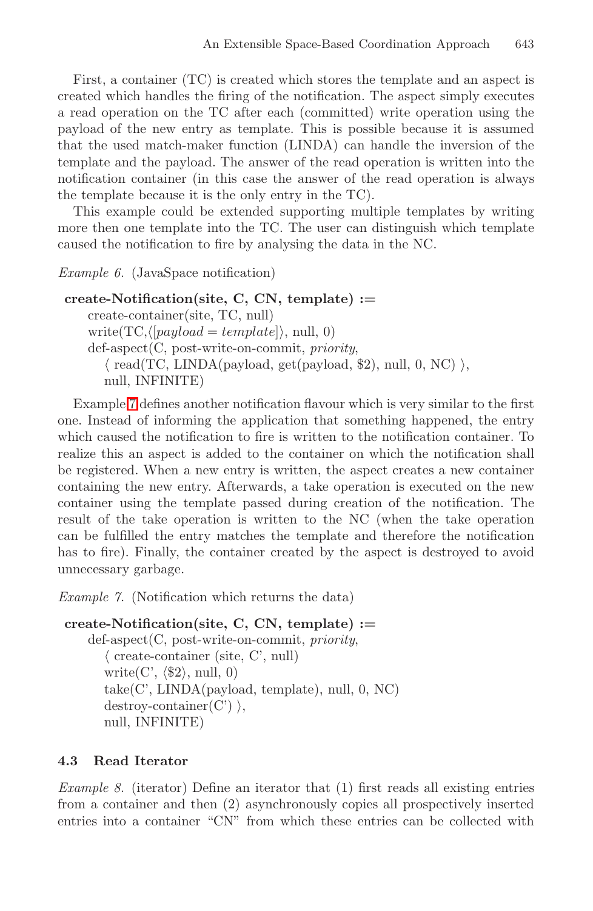First, a container (TC) is created which stores the template and an aspect is created which handles the firing of the notification. The aspect simply executes a read operation on the TC after each (committed) write operation using the payload of the new entry as template. This is possible because it is assumed that the used match-maker function (LINDA) can handle the inversion of the template and the payload. The answer of the read operation is written into the notification container (in this case the answer of the read operation is always the template because it is the only entry in the TC).

This example could be extended supporting multiple templates by writing more then one template into the TC. The user can distinguish which template caused the notification to fire by analysing the data in the NC.

*Example 6.* (JavaSpace notification)

**create-Notification(site, C, CN, template) :=**
create-container(site, TC, null)
write(TC,$\langle[payload = template]\rangle$, null, 0)
def-aspect(C, post-write-on-commit, *priority*,
$\langle$ read(TC, LINDA(payload, get(payload, \$2), null, 0, NC) $\rangle$,
null, INFINITE)

Example 7 defines another notification flavour which is very similar to the first one. Instead of informing the application that something happened, the entry which caused the notification to fire is written to the notification container. To realize this an aspect is added to the container on which the notification shall be registered. When a new entry is written, the aspect creates a new container containing the new entry. Afterwards, a take operation is executed on the new container using the template passed during creation of the notification. The result of the take operation is written to the NC (when the take operation can be fulfilled the entry matches the template and therefore the notification has to fire). Finally, the container created by the aspect is destroyed to avoid unnecessary garbage.

*Example 7.* (Notification which returns the data)

**create-Notification(site, C, CN, template) :=**
def-aspect(C, post-write-on-commit, *priority*,
$\langle$ create-container (site, C', null)
write(C', $\langle$\$2$\rangle$, null, 0)
take(C', LINDA(payload, template), null, 0, NC)
destroy-container(C') $\rangle$,
null, INFINITE)

### 4.3 Read Iterator

*Example 8.* (iterator) Define an iterator that (1) first reads all existing entries from a container and then (2) asynchronously copies all prospectively inserted entries into a container "CN" from which these entries can be collected with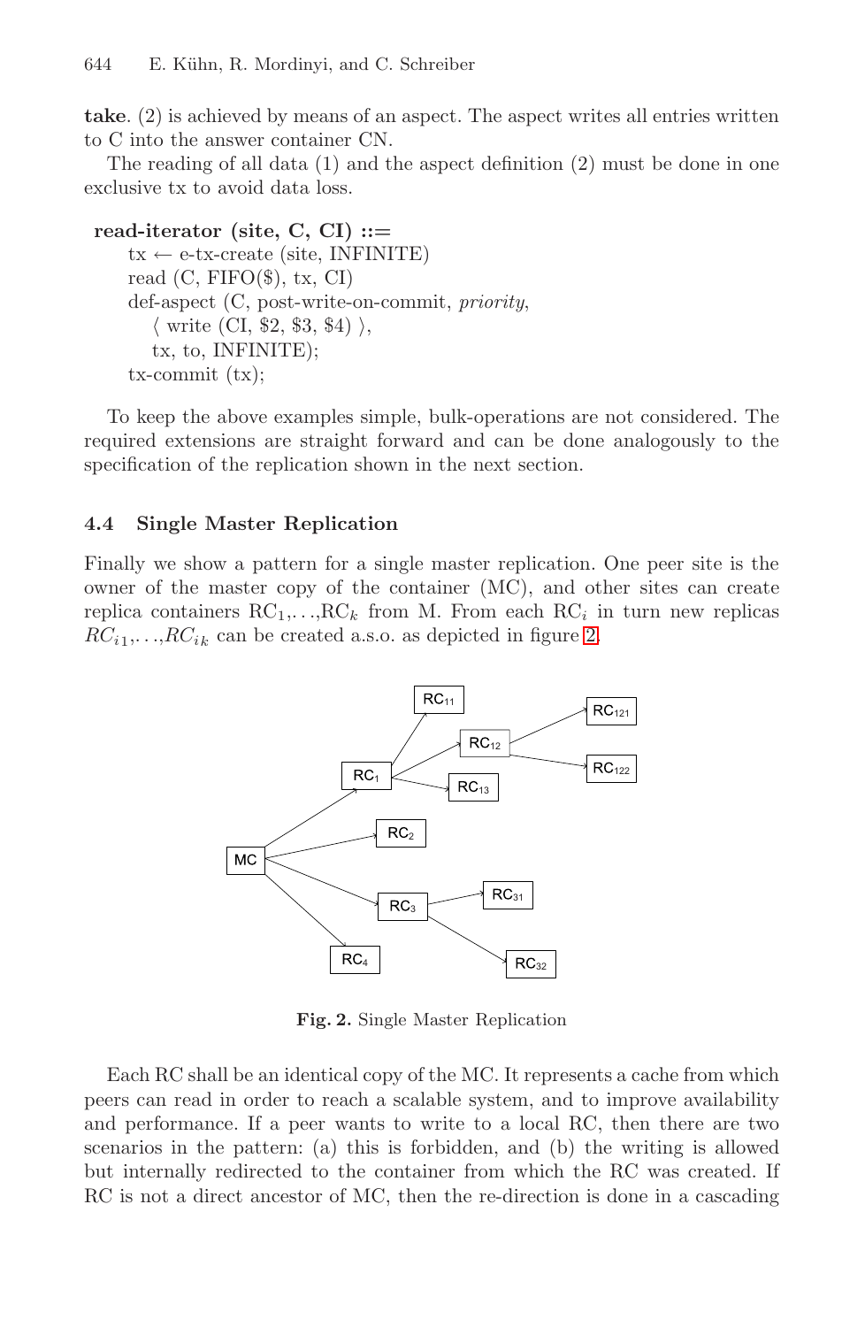**take**. (2) is achieved by means of an aspect. The aspect writes all entries written to C into the answer container CN.

The reading of all data (1) and the aspect definition (2) must be done in one exclusive tx to avoid data loss.

```
read-iterator (site, C, CI) ::=
    tx ← e-tx-create (site, INFINITE)
    read (C, FIFO($), tx, CI)
    def-aspect (C, post-write-on-commit, priority,
        ⟨ write (CI, $2, $3, $4) ⟩,
        tx, to, INFINITE);
    tx-commit (tx);
```

To keep the above examples simple, bulk-operations are not considered. The required extensions are straight forward and can be done analogously to the specification of the replication shown in the next section.

### 4.4 Single Master Replication

Finally we show a pattern for a single master replication. One peer site is the owner of the master copy of the container (MC), and other sites can create replica containers $RC_1, \ldots, RC_k$ from M. From each $RC_i$ in turn new replicas $RC_{i1}, \ldots, RC_{ik}$ can be created a.s.o. as depicted in figure 2.

**Fig. 2.** Single Master Replication

Each RC shall be an identical copy of the MC. It represents a cache from which peers can read in order to reach a scalable system, and to improve availability and performance. If a peer wants to write to a local RC, then there are two scenarios in the pattern: (a) this is forbidden, and (b) the writing is allowed but internally redirected to the container from which the RC was created. If RC is not a direct ancestor of MC, then the re-direction is done in a cascading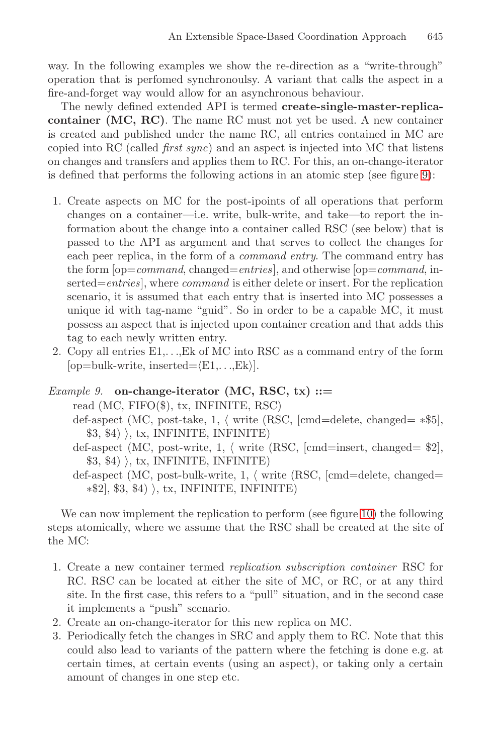way. In the following examples we show the re-direction as a "write-through" operation that is perfomed synchronoulsy. A variant that calls the aspect in a fire-and-forget way would allow for an asynchronous behaviour.

The newly defined extended API is termed **create-single-master-replica-container (MC, RC)**. The name RC must not yet be used. A new container is created and published under the name RC, all entries contained in MC are copied into RC (called *first sync*) and an aspect is injected into MC that listens on changes and transfers and applies them to RC. For this, an on-change-iterator is defined that performs the following actions in an atomic step (see figure 9):

1. Create aspects on MC for the post-ipoints of all operations that perform changes on a container—i.e. write, bulk-write, and take—to report the information about the change into a container called RSC (see below) that is passed to the API as argument and that serves to collect the changes for each peer replica, in the form of a *command entry*. The command entry has the form [op=*command*, changed=*entries*], and otherwise [op=*command*, inserted=*entries*], where *command* is either delete or insert. For the replication scenario, it is assumed that each entry that is inserted into MC possesses a unique id with tag-name "guid". So in order to be a capable MC, it must possess an aspect that is injected upon container creation and that adds this tag to each newly written entry.
2. Copy all entries E1,. . .,Ek of MC into RSC as a command entry of the form [op=bulk-write, inserted=⟨E1,. . .,Ek⟩].

*Example 9.* **on-change-iterator (MC, RSC, tx) ::=**
read (MC, FIFO($), tx, INFINITE, RSC)
def-aspect (MC, post-take, 1, ⟨ write (RSC, [cmd=delete, changed= ∗$5], $3, $4) ⟩, tx, INFINITE, INFINITE)
def-aspect (MC, post-write, 1, ⟨ write (RSC, [cmd=insert, changed= $2], $3, $4) ⟩, tx, INFINITE, INFINITE)
def-aspect (MC, post-bulk-write, 1, ⟨ write (RSC, [cmd=delete, changed= ∗$2], $3, $4) ⟩, tx, INFINITE, INFINITE)

We can now implement the replication to perform (see figure 10) the following steps atomically, where we assume that the RSC shall be created at the site of the MC:

1. Create a new container termed *replication subscription container* RSC for RC. RSC can be located at either the site of MC, or RC, or at any third site. In the first case, this refers to a "pull" situation, and in the second case it implements a "push" scenario.
2. Create an on-change-iterator for this new replica on MC.
3. Periodically fetch the changes in SRC and apply them to RC. Note that this could also lead to variants of the pattern where the fetching is done e.g. at certain times, at certain events (using an aspect), or taking only a certain amount of changes in one step etc.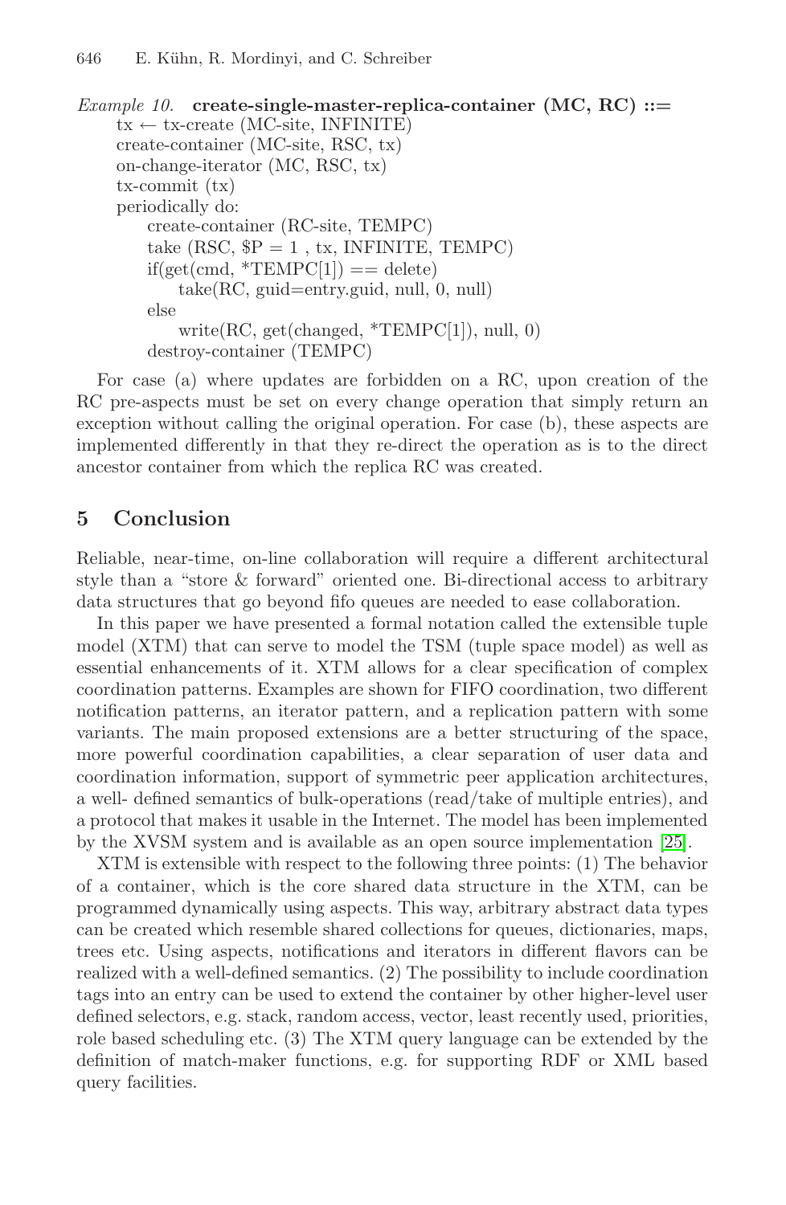*Example 10.* **create-single-master-replica-container (MC, RC) ::=**

```
tx ← tx-create (MC-site, INFINITE)
create-container (MC-site, RSC, tx)
on-change-iterator (MC, RSC, tx)
tx-commit (tx)
periodically do:
    create-container (RC-site, TEMPC)
    take (RSC, $P = 1 , tx, INFINITE, TEMPC)
    if(get(cmd, *TEMPC[1]) == delete)
        take(RC, guid=entry.guid, null, 0, null)
    else
        write(RC, get(changed, *TEMPC[1]), null, 0)
    destroy-container (TEMPC)
```

For case (a) where updates are forbidden on a RC, upon creation of the RC pre-aspects must be set on every change operation that simply return an exception without calling the original operation. For case (b), these aspects are implemented differently in that they re-direct the operation as is to the direct ancestor container from which the replica RC was created.

## 5 Conclusion

Reliable, near-time, on-line collaboration will require a different architectural style than a "store & forward" oriented one. Bi-directional access to arbitrary data structures that go beyond fifo queues are needed to ease collaboration.

In this paper we have presented a formal notation called the extensible tuple model (XTM) that can serve to model the TSM (tuple space model) as well as essential enhancements of it. XTM allows for a clear specification of complex coordination patterns. Examples are shown for FIFO coordination, two different notification patterns, an iterator pattern, and a replication pattern with some variants. The main proposed extensions are a better structuring of the space, more powerful coordination capabilities, a clear separation of user data and coordination information, support of symmetric peer application architectures, a well- defined semantics of bulk-operations (read/take of multiple entries), and a protocol that makes it usable in the Internet. The model has been implemented by the XVSM system and is available as an open source implementation [25].

XTM is extensible with respect to the following three points: (1) The behavior of a container, which is the core shared data structure in the XTM, can be programmed dynamically using aspects. This way, arbitrary abstract data types can be created which resemble shared collections for queues, dictionaries, maps, trees etc. Using aspects, notifications and iterators in different flavors can be realized with a well-defined semantics. (2) The possibility to include coordination tags into an entry can be used to extend the container by other higher-level user defined selectors, e.g. stack, random access, vector, least recently used, priorities, role based scheduling etc. (3) The XTM query language can be extended by the definition of match-maker functions, e.g. for supporting RDF or XML based query facilities.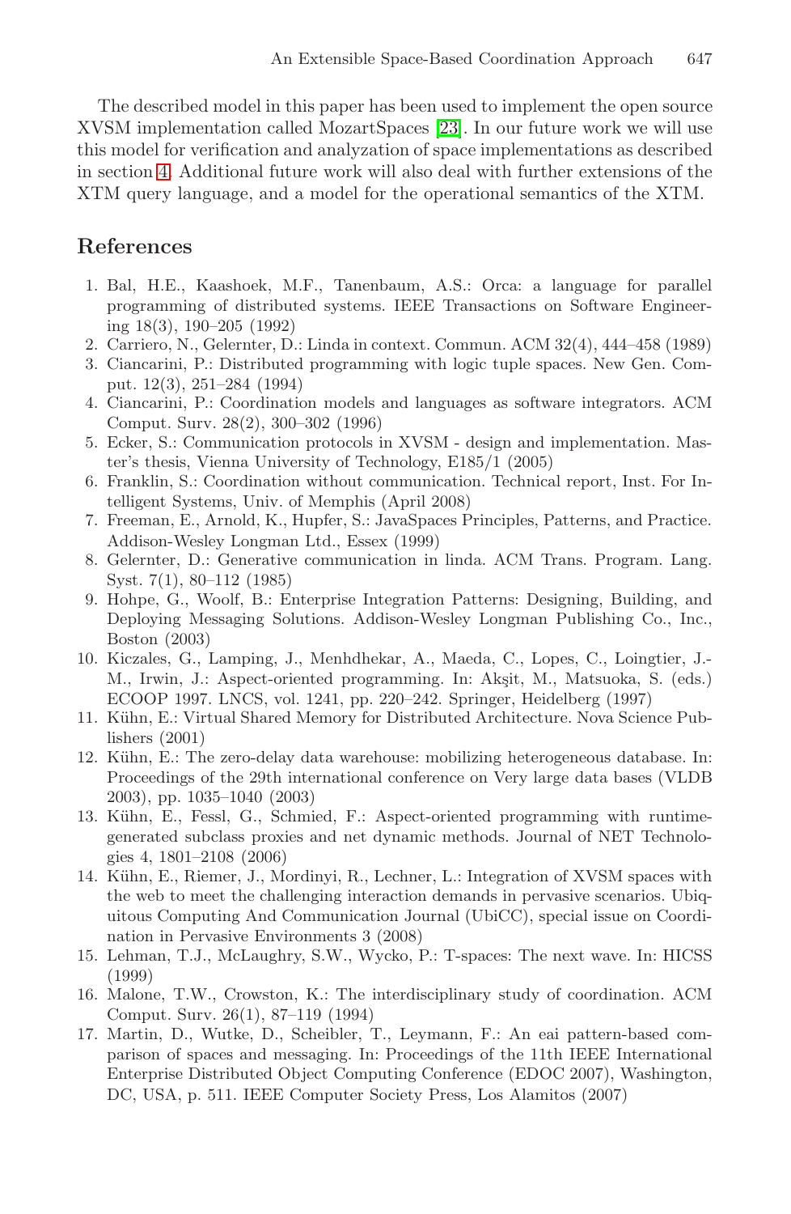The described model in this paper has been used to implement the open source XVSM implementation called MozartSpaces [23]. In our future work we will use this model for verification and analyzation of space implementations as described in section 4. Additional future work will also deal with further extensions of the XTM query language, and a model for the operational semantics of the XTM.

## References

1. Bal, H.E., Kaashoek, M.F., Tanenbaum, A.S.: Orca: a language for parallel programming of distributed systems. IEEE Transactions on Software Engineering 18(3), 190–205 (1992)
2. Carriero, N., Gelernter, D.: Linda in context. Commun. ACM 32(4), 444–458 (1989)
3. Ciancarini, P.: Distributed programming with logic tuple spaces. New Gen. Comput. 12(3), 251–284 (1994)
4. Ciancarini, P.: Coordination models and languages as software integrators. ACM Comput. Surv. 28(2), 300–302 (1996)
5. Ecker, S.: Communication protocols in XVSM - design and implementation. Master's thesis, Vienna University of Technology, E185/1 (2005)
6. Franklin, S.: Coordination without communication. Technical report, Inst. For Intelligent Systems, Univ. of Memphis (April 2008)
7. Freeman, E., Arnold, K., Hupfer, S.: JavaSpaces Principles, Patterns, and Practice. Addison-Wesley Longman Ltd., Essex (1999)
8. Gelernter, D.: Generative communication in linda. ACM Trans. Program. Lang. Syst. 7(1), 80–112 (1985)
9. Hohpe, G., Woolf, B.: Enterprise Integration Patterns: Designing, Building, and Deploying Messaging Solutions. Addison-Wesley Longman Publishing Co., Inc., Boston (2003)
10. Kiczales, G., Lamping, J., Menhdhekar, A., Maeda, C., Lopes, C., Loingtier, J.-M., Irwin, J.: Aspect-oriented programming. In: Akşit, M., Matsuoka, S. (eds.) ECOOP 1997. LNCS, vol. 1241, pp. 220–242. Springer, Heidelberg (1997)
11. Kühn, E.: Virtual Shared Memory for Distributed Architecture. Nova Science Publishers (2001)
12. Kühn, E.: The zero-delay data warehouse: mobilizing heterogeneous database. In: Proceedings of the 29th international conference on Very large data bases (VLDB 2003), pp. 1035–1040 (2003)
13. Kühn, E., Fessl, G., Schmied, F.: Aspect-oriented programming with runtime-generated subclass proxies and net dynamic methods. Journal of NET Technologies 4, 1801–2108 (2006)
14. Kühn, E., Riemer, J., Mordinyi, R., Lechner, L.: Integration of XVSM spaces with the web to meet the challenging interaction demands in pervasive scenarios. Ubiquitous Computing And Communication Journal (UbiCC), special issue on Coordination in Pervasive Environments 3 (2008)
15. Lehman, T.J., McLaughry, S.W., Wycko, P.: T-spaces: The next wave. In: HICSS (1999)
16. Malone, T.W., Crowston, K.: The interdisciplinary study of coordination. ACM Comput. Surv. 26(1), 87–119 (1994)
17. Martin, D., Wutke, D., Scheibler, T., Leymann, F.: An eai pattern-based comparison of spaces and messaging. In: Proceedings of the 11th IEEE International Enterprise Distributed Object Computing Conference (EDOC 2007), Washington, DC, USA, p. 511. IEEE Computer Society Press, Los Alamitos (2007)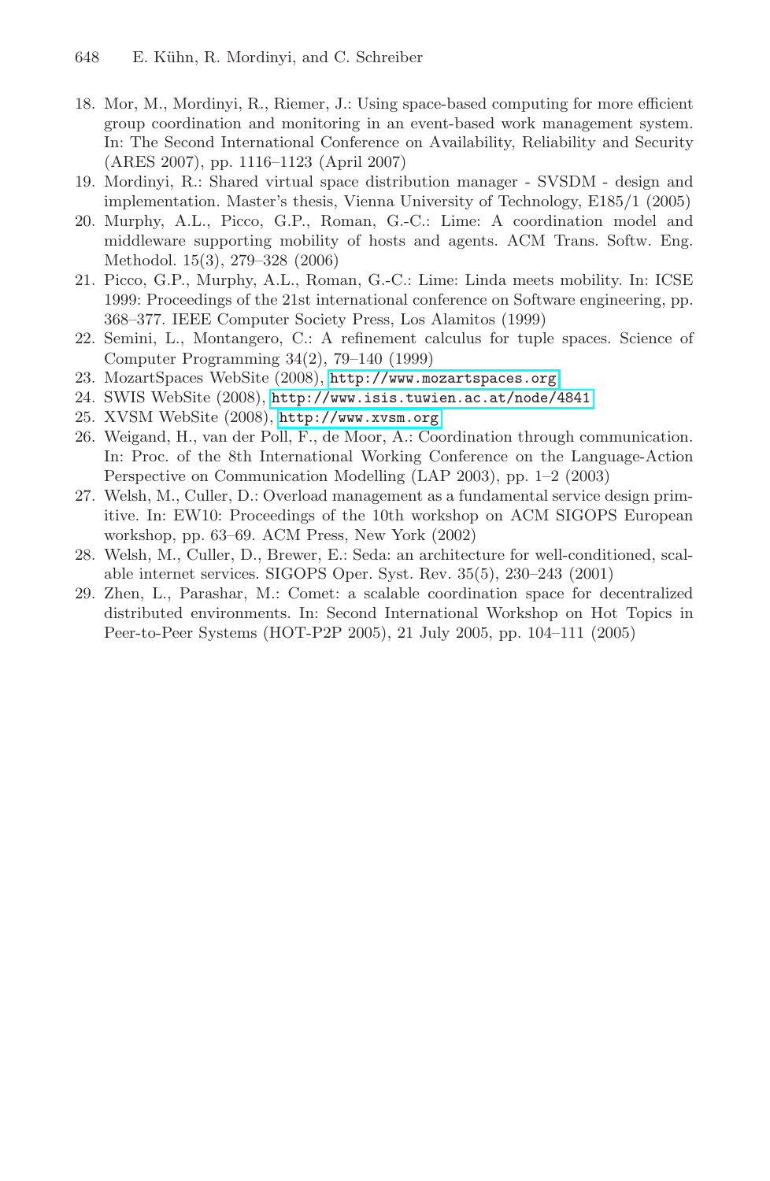18. Mor, M., Mordinyi, R., Riemer, J.: Using space-based computing for more efficient group coordination and monitoring in an event-based work management system. In: The Second International Conference on Availability, Reliability and Security (ARES 2007), pp. 1116–1123 (April 2007)
19. Mordinyi, R.: Shared virtual space distribution manager - SVSDM - design and implementation. Master's thesis, Vienna University of Technology, E185/1 (2005)
20. Murphy, A.L., Picco, G.P., Roman, G.-C.: Lime: A coordination model and middleware supporting mobility of hosts and agents. ACM Trans. Softw. Eng. Methodol. 15(3), 279–328 (2006)
21. Picco, G.P., Murphy, A.L., Roman, G.-C.: Lime: Linda meets mobility. In: ICSE 1999: Proceedings of the 21st international conference on Software engineering, pp. 368–377. IEEE Computer Society Press, Los Alamitos (1999)
22. Semini, L., Montangero, C.: A refinement calculus for tuple spaces. Science of Computer Programming 34(2), 79–140 (1999)
23. MozartSpaces WebSite (2008), http://www.mozartspaces.org
24. SWIS WebSite (2008), http://www.isis.tuwien.ac.at/node/4841
25. XVSM WebSite (2008), http://www.xvsm.org
26. Weigand, H., van der Poll, F., de Moor, A.: Coordination through communication. In: Proc. of the 8th International Working Conference on the Language-Action Perspective on Communication Modelling (LAP 2003), pp. 1–2 (2003)
27. Welsh, M., Culler, D.: Overload management as a fundamental service design primitive. In: EW10: Proceedings of the 10th workshop on ACM SIGOPS European workshop, pp. 63–69. ACM Press, New York (2002)
28. Welsh, M., Culler, D., Brewer, E.: Seda: an architecture for well-conditioned, scalable internet services. SIGOPS Oper. Syst. Rev. 35(5), 230–243 (2001)
29. Zhen, L., Parashar, M.: Comet: a scalable coordination space for decentralized distributed environments. In: Second International Workshop on Hot Topics in Peer-to-Peer Systems (HOT-P2P 2005), 21 July 2005, pp. 104–111 (2005)